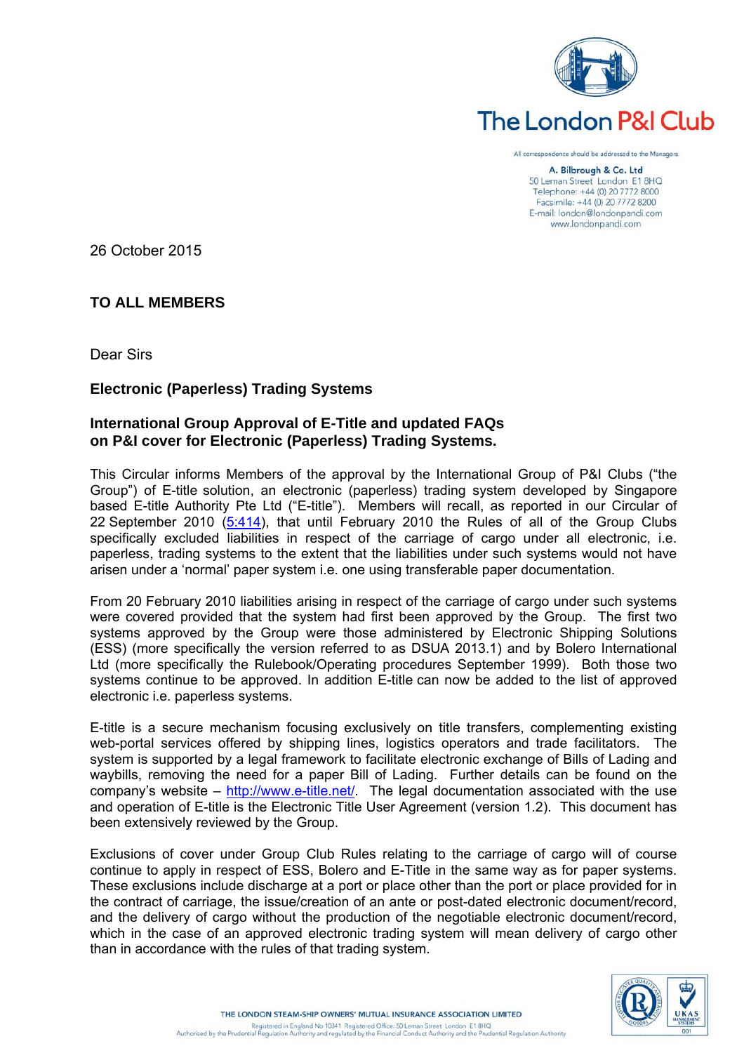The London P&I Club

All correspondence should be addressed to the Managers

A. Bilbrough & Co. Ltd
50 Leman Street London E1 8HQ
Telephone: +44 (0) 20 7772 8000
Facsimile: +44 (0) 20 7772 8200
E-mail: london@londonpandi.com
www.londonpandi.com

26 October 2015

**TO ALL MEMBERS**

Dear Sirs

**Electronic (Paperless) Trading Systems**

**International Group Approval of E-Title and updated FAQs on P&I cover for Electronic (Paperless) Trading Systems.**

This Circular informs Members of the approval by the International Group of P&I Clubs ("the Group") of E-title solution, an electronic (paperless) trading system developed by Singapore based E-title Authority Pte Ltd ("E-title"). Members will recall, as reported in our Circular of 22 September 2010 (5:414), that until February 2010 the Rules of all of the Group Clubs specifically excluded liabilities in respect of the carriage of cargo under all electronic, i.e. paperless, trading systems to the extent that the liabilities under such systems would not have arisen under a 'normal' paper system i.e. one using transferable paper documentation.

From 20 February 2010 liabilities arising in respect of the carriage of cargo under such systems were covered provided that the system had first been approved by the Group. The first two systems approved by the Group were those administered by Electronic Shipping Solutions (ESS) (more specifically the version referred to as DSUA 2013.1) and by Bolero International Ltd (more specifically the Rulebook/Operating procedures September 1999). Both those two systems continue to be approved. In addition E-title can now be added to the list of approved electronic i.e. paperless systems.

E-title is a secure mechanism focusing exclusively on title transfers, complementing existing web-portal services offered by shipping lines, logistics operators and trade facilitators. The system is supported by a legal framework to facilitate electronic exchange of Bills of Lading and waybills, removing the need for a paper Bill of Lading. Further details can be found on the company's website – http://www.e-title.net/. The legal documentation associated with the use and operation of E-title is the Electronic Title User Agreement (version 1.2). This document has been extensively reviewed by the Group.

Exclusions of cover under Group Club Rules relating to the carriage of cargo will of course continue to apply in respect of ESS, Bolero and E-Title in the same way as for paper systems. These exclusions include discharge at a port or place other than the port or place provided for in the contract of carriage, the issue/creation of an ante or post-dated electronic document/record, and the delivery of cargo without the production of the negotiable electronic document/record, which in the case of an approved electronic trading system will mean delivery of cargo other than in accordance with the rules of that trading system.

THE LONDON STEAM-SHIP OWNERS' MUTUAL INSURANCE ASSOCIATION LIMITED
Registered in England No 10341 Registered Office: 50 Leman Street London E1 8HQ
Authorised by the Prudential Regulation Authority and regulated by the Financial Conduct Authority and the Prudential Regulation Authority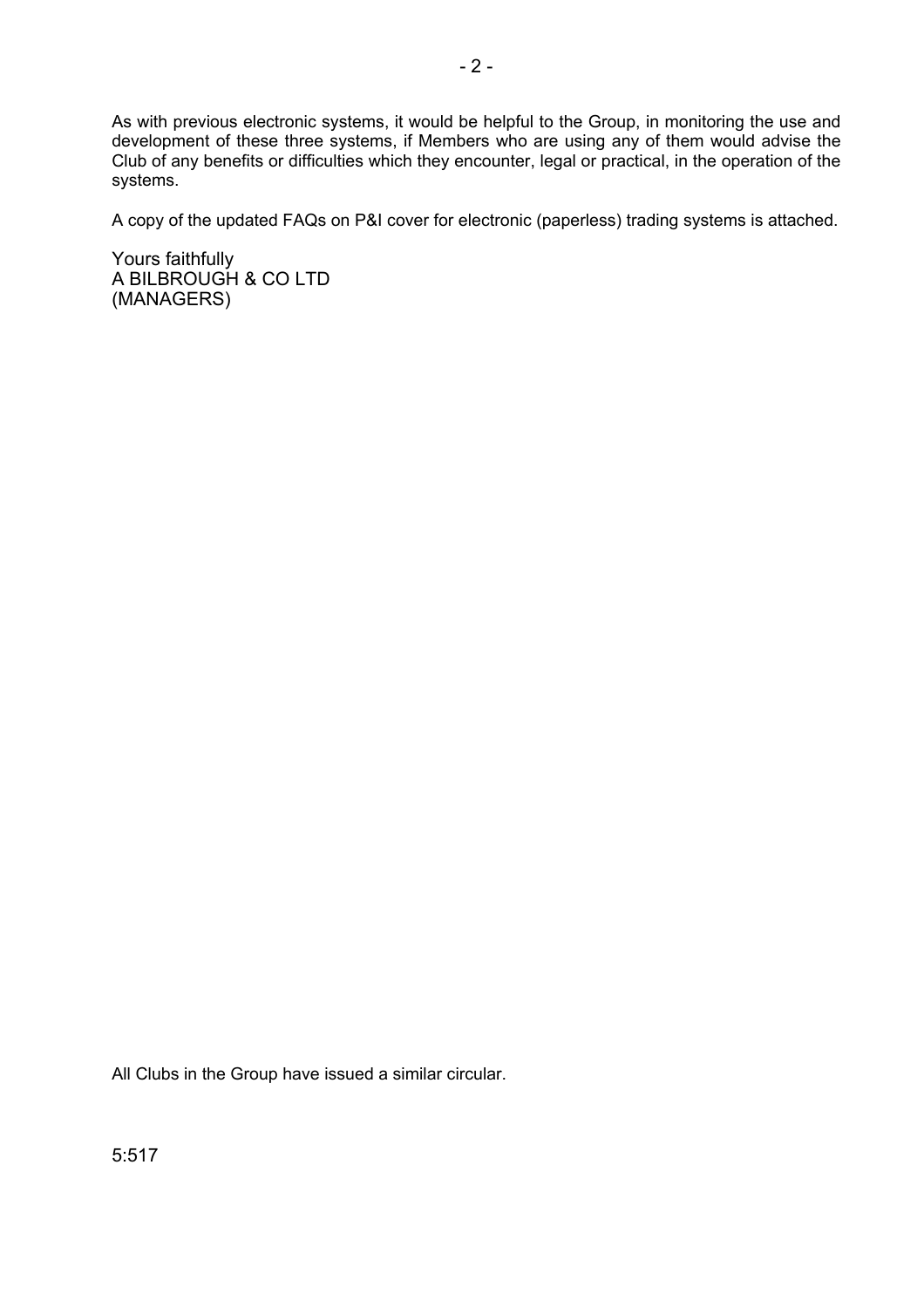As with previous electronic systems, it would be helpful to the Group, in monitoring the use and development of these three systems, if Members who are using any of them would advise the Club of any benefits or difficulties which they encounter, legal or practical, in the operation of the systems.

A copy of the updated FAQs on P&I cover for electronic (paperless) trading systems is attached.

Yours faithfully
A BILBROUGH & CO LTD
(MANAGERS)

All Clubs in the Group have issued a similar circular.

5:517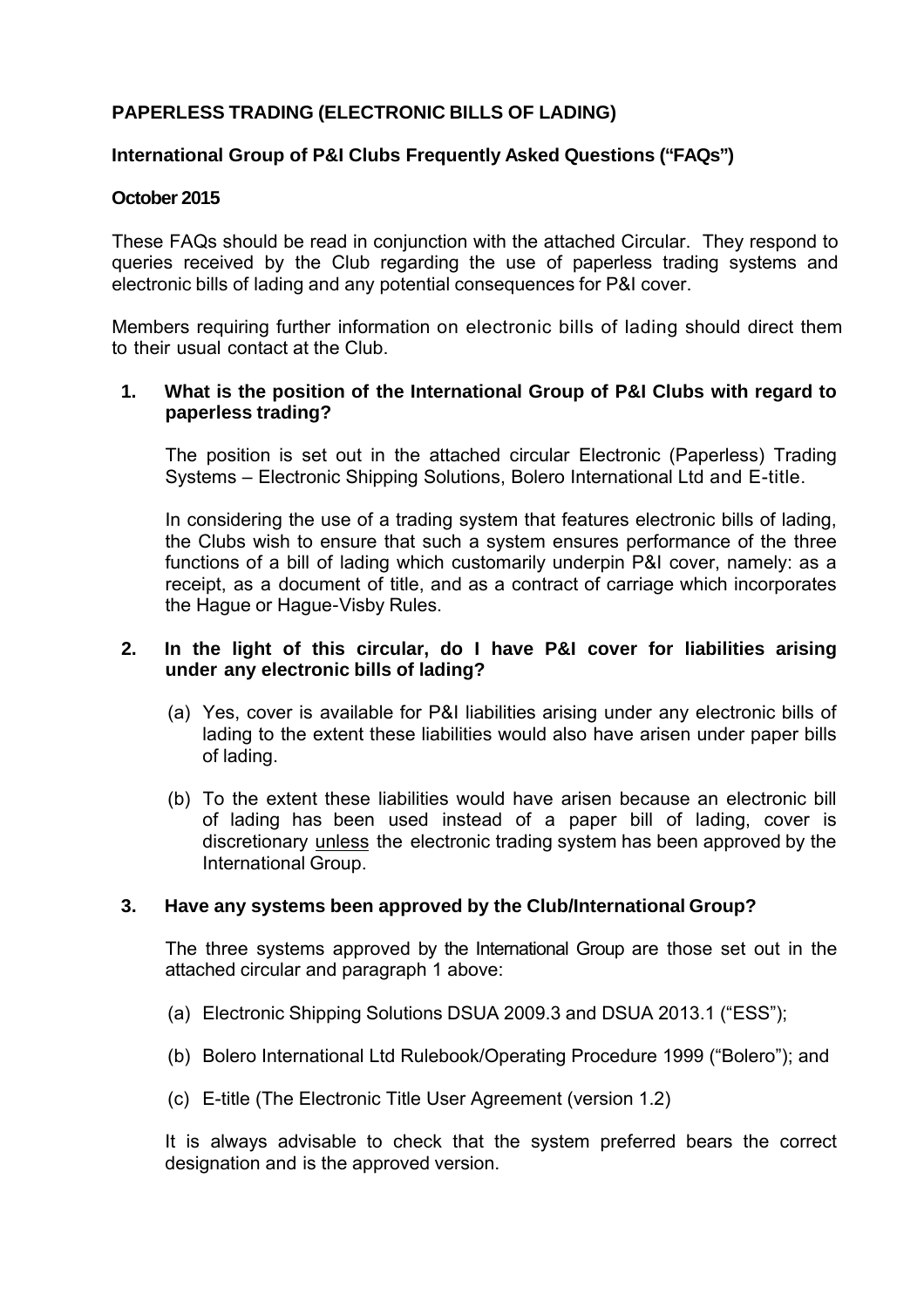**PAPERLESS TRADING (ELECTRONIC BILLS OF LADING)**

**International Group of P&I Clubs Frequently Asked Questions ("FAQs")**

**October 2015**

These FAQs should be read in conjunction with the attached Circular. They respond to queries received by the Club regarding the use of paperless trading systems and electronic bills of lading and any potential consequences for P&I cover.

Members requiring further information on electronic bills of lading should direct them to their usual contact at the Club.

1. **What is the position of the International Group of P&I Clubs with regard to paperless trading?**

   The position is set out in the attached circular Electronic (Paperless) Trading Systems – Electronic Shipping Solutions, Bolero International Ltd and E-title.

   In considering the use of a trading system that features electronic bills of lading, the Clubs wish to ensure that such a system ensures performance of the three functions of a bill of lading which customarily underpin P&I cover, namely: as a receipt, as a document of title, and as a contract of carriage which incorporates the Hague or Hague-Visby Rules.

2. **In the light of this circular, do I have P&I cover for liabilities arising under any electronic bills of lading?**

   (a) Yes, cover is available for P&I liabilities arising under any electronic bills of lading to the extent these liabilities would also have arisen under paper bills of lading.

   (b) To the extent these liabilities would have arisen because an electronic bill of lading has been used instead of a paper bill of lading, cover is discretionary <u>unless</u> the electronic trading system has been approved by the International Group.

3. **Have any systems been approved by the Club/International Group?**

   The three systems approved by the International Group are those set out in the attached circular and paragraph 1 above:

   (a) Electronic Shipping Solutions DSUA 2009.3 and DSUA 2013.1 ("ESS");

   (b) Bolero International Ltd Rulebook/Operating Procedure 1999 ("Bolero"); and

   (c) E-title (The Electronic Title User Agreement (version 1.2)

   It is always advisable to check that the system preferred bears the correct designation and is the approved version.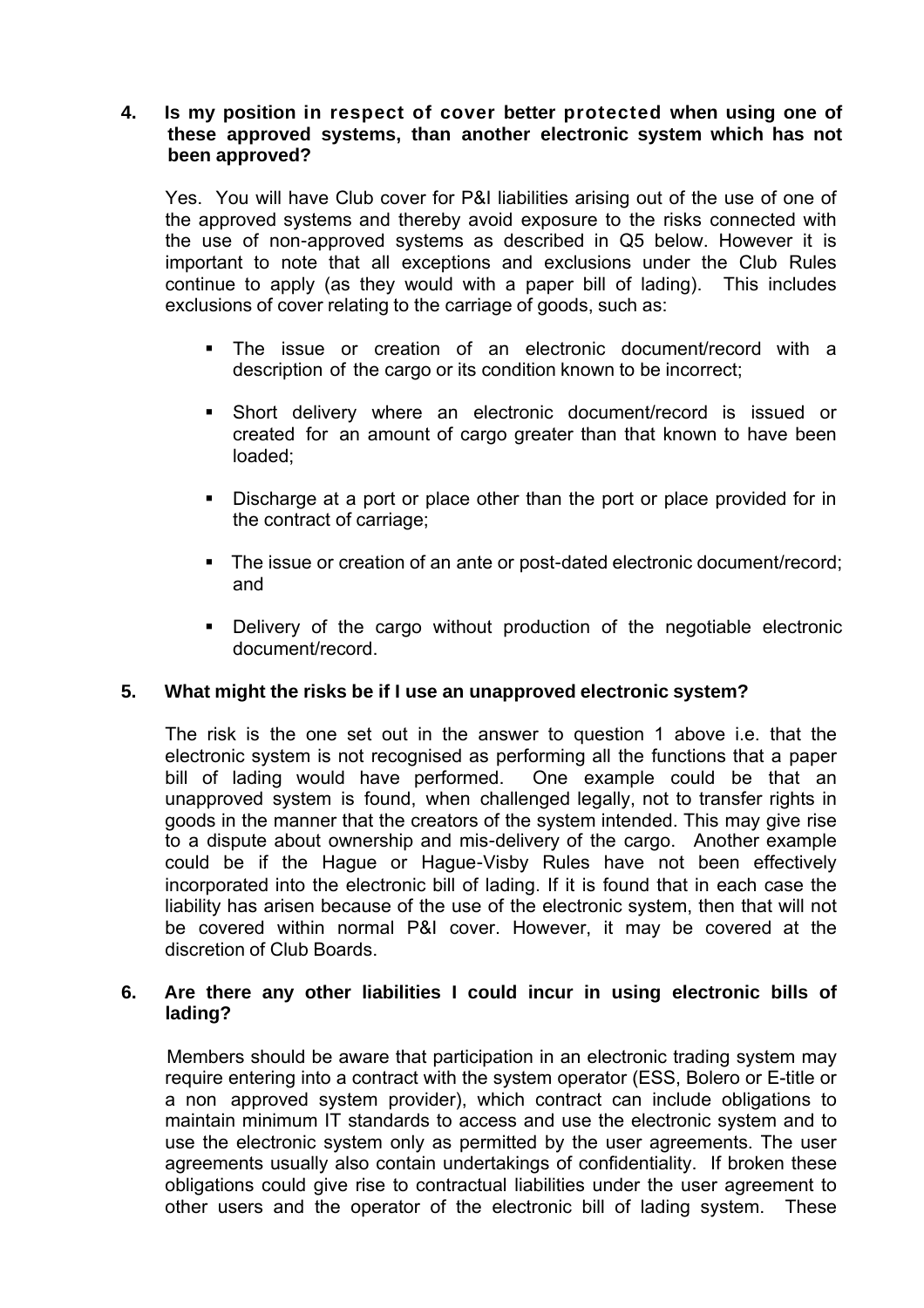**4. Is my position in respect of cover better protected when using one of these approved systems, than another electronic system which has not been approved?**

Yes. You will have Club cover for P&I liabilities arising out of the use of one of the approved systems and thereby avoid exposure to the risks connected with the use of non-approved systems as described in Q5 below. However it is important to note that all exceptions and exclusions under the Club Rules continue to apply (as they would with a paper bill of lading). This includes exclusions of cover relating to the carriage of goods, such as:

- The issue or creation of an electronic document/record with a description of the cargo or its condition known to be incorrect;
- Short delivery where an electronic document/record is issued or created for an amount of cargo greater than that known to have been loaded;
- Discharge at a port or place other than the port or place provided for in the contract of carriage;
- The issue or creation of an ante or post-dated electronic document/record; and
- Delivery of the cargo without production of the negotiable electronic document/record.

**5. What might the risks be if I use an unapproved electronic system?**

The risk is the one set out in the answer to question 1 above i.e. that the electronic system is not recognised as performing all the functions that a paper bill of lading would have performed. One example could be that an unapproved system is found, when challenged legally, not to transfer rights in goods in the manner that the creators of the system intended. This may give rise to a dispute about ownership and mis-delivery of the cargo. Another example could be if the Hague or Hague-Visby Rules have not been effectively incorporated into the electronic bill of lading. If it is found that in each case the liability has arisen because of the use of the electronic system, then that will not be covered within normal P&I cover. However, it may be covered at the discretion of Club Boards.

**6. Are there any other liabilities I could incur in using electronic bills of lading?**

Members should be aware that participation in an electronic trading system may require entering into a contract with the system operator (ESS, Bolero or E-title or a non approved system provider), which contract can include obligations to maintain minimum IT standards to access and use the electronic system and to use the electronic system only as permitted by the user agreements. The user agreements usually also contain undertakings of confidentiality. If broken these obligations could give rise to contractual liabilities under the user agreement to other users and the operator of the electronic bill of lading system. These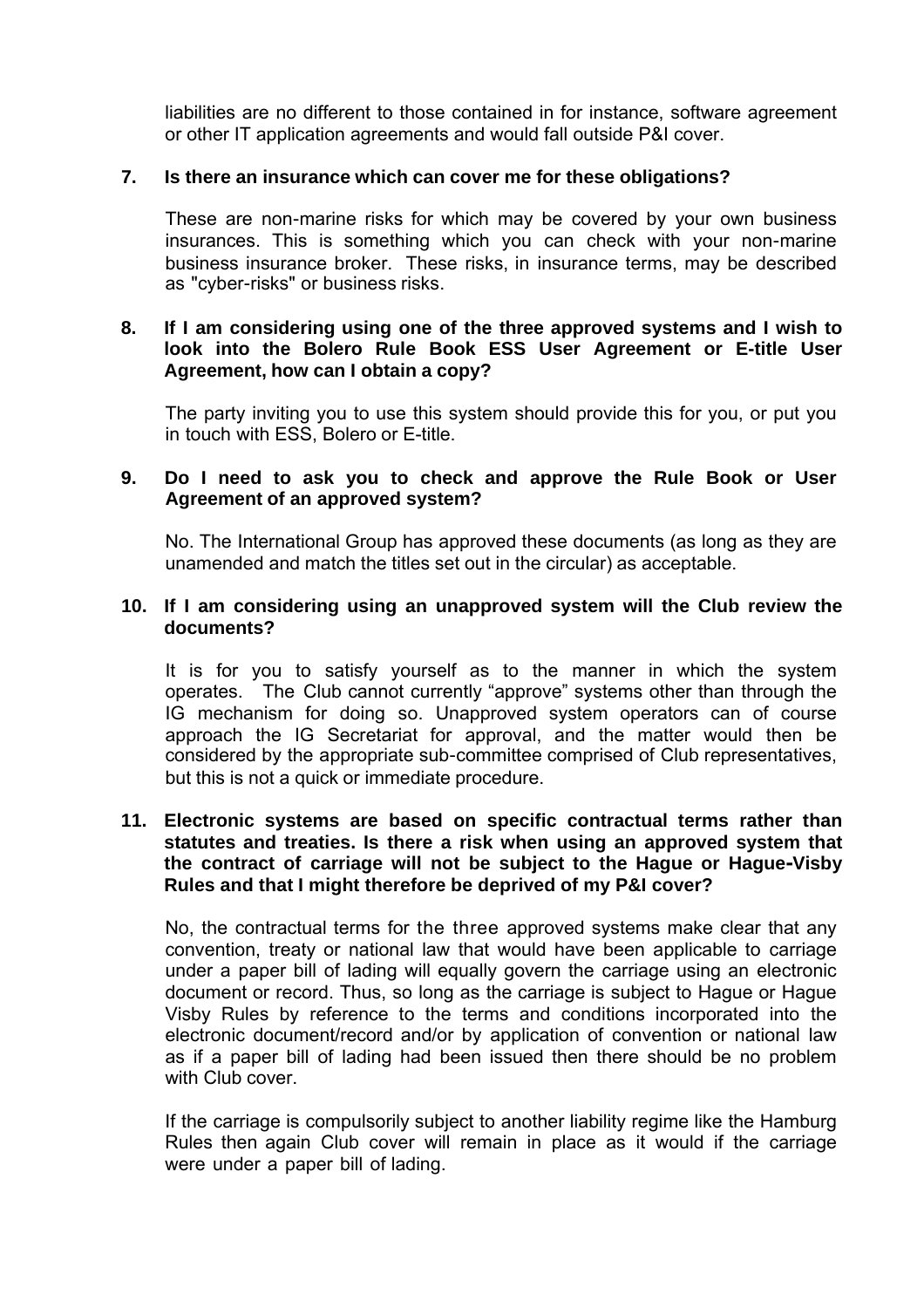liabilities are no different to those contained in for instance, software agreement or other IT application agreements and would fall outside P&I cover.

**7. Is there an insurance which can cover me for these obligations?**

These are non-marine risks for which may be covered by your own business insurances. This is something which you can check with your non-marine business insurance broker. These risks, in insurance terms, may be described as "cyber-risks" or business risks.

**8. If I am considering using one of the three approved systems and I wish to look into the Bolero Rule Book ESS User Agreement or E-title User Agreement, how can I obtain a copy?**

The party inviting you to use this system should provide this for you, or put you in touch with ESS, Bolero or E-title.

**9. Do I need to ask you to check and approve the Rule Book or User Agreement of an approved system?**

No. The International Group has approved these documents (as long as they are unamended and match the titles set out in the circular) as acceptable.

**10. If I am considering using an unapproved system will the Club review the documents?**

It is for you to satisfy yourself as to the manner in which the system operates. The Club cannot currently "approve" systems other than through the IG mechanism for doing so. Unapproved system operators can of course approach the IG Secretariat for approval, and the matter would then be considered by the appropriate sub-committee comprised of Club representatives, but this is not a quick or immediate procedure.

**11. Electronic systems are based on specific contractual terms rather than statutes and treaties. Is there a risk when using an approved system that the contract of carriage will not be subject to the Hague or Hague-Visby Rules and that I might therefore be deprived of my P&I cover?**

No, the contractual terms for the three approved systems make clear that any convention, treaty or national law that would have been applicable to carriage under a paper bill of lading will equally govern the carriage using an electronic document or record. Thus, so long as the carriage is subject to Hague or Hague Visby Rules by reference to the terms and conditions incorporated into the electronic document/record and/or by application of convention or national law as if a paper bill of lading had been issued then there should be no problem with Club cover.

If the carriage is compulsorily subject to another liability regime like the Hamburg Rules then again Club cover will remain in place as it would if the carriage were under a paper bill of lading.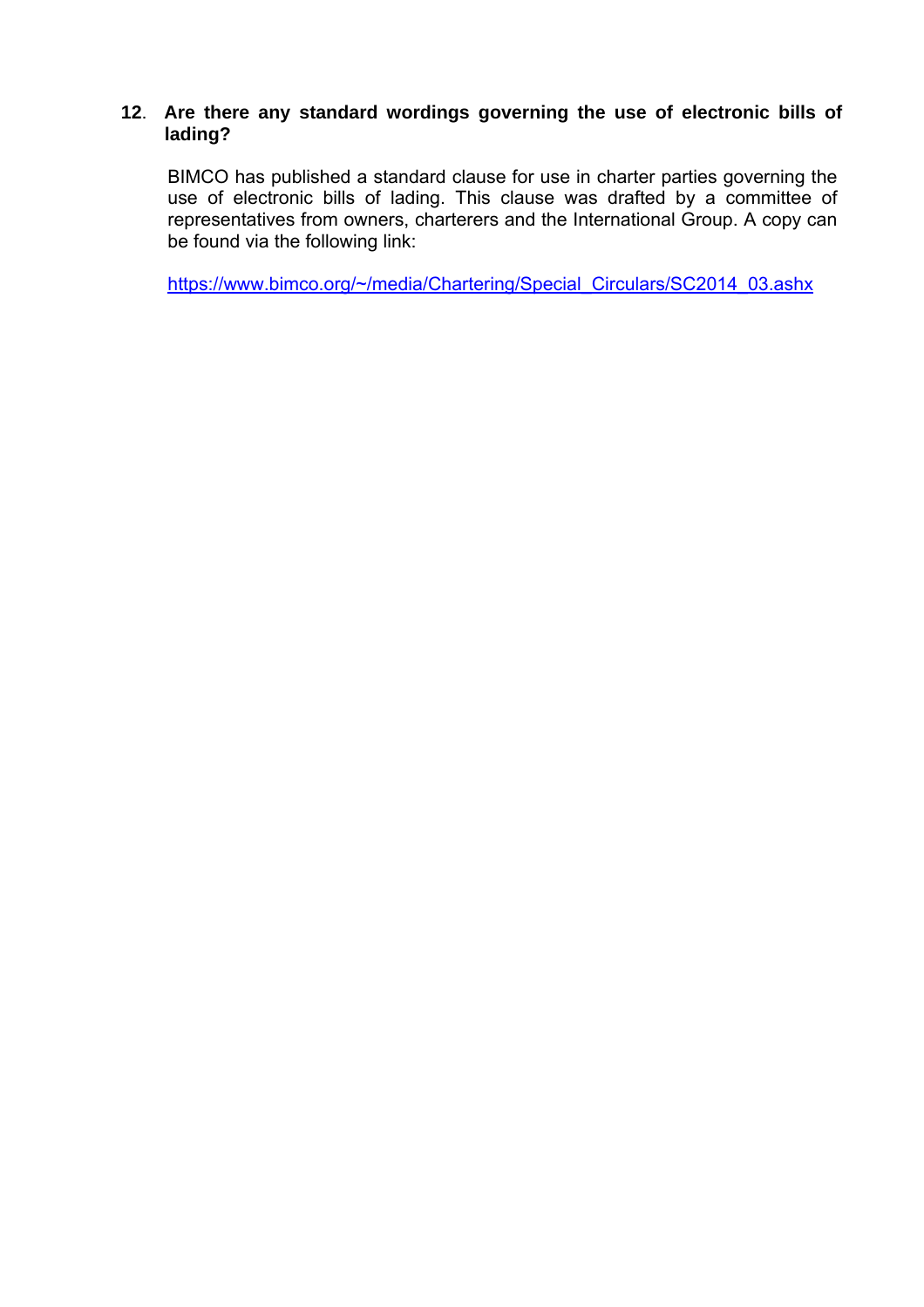**12. Are there any standard wordings governing the use of electronic bills of lading?**

BIMCO has published a standard clause for use in charter parties governing the use of electronic bills of lading. This clause was drafted by a committee of representatives from owners, charterers and the International Group. A copy can be found via the following link:

https://www.bimco.org/~/media/Chartering/Special_Circulars/SC2014_03.ashx